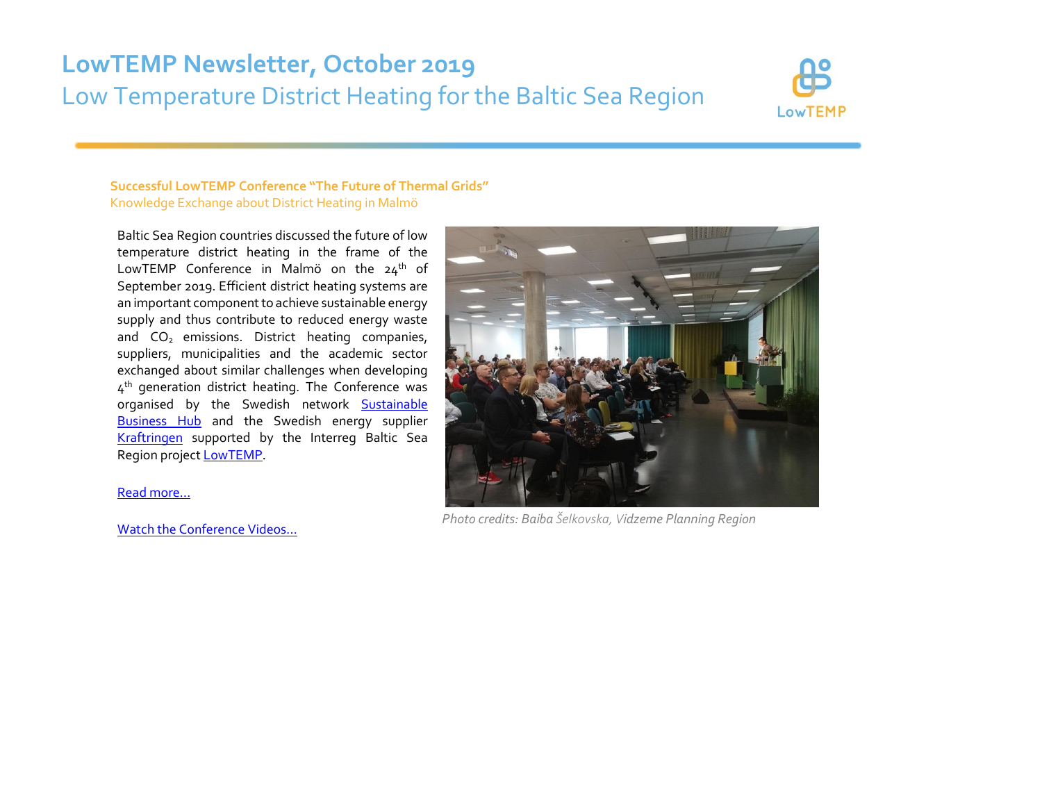# LowTEMP Newsletter, October 2019

## Low Temperature District Heating for the Baltic Sea Region

### Successful LowTEMP Conference "The Future of Thermal Grids"

Knowledge Exchange about District Heating in Malmö

Baltic Sea Region countries discussed the future of low temperature district heating in the frame of the LowTEMP Conference in Malmö on the 24th of September 2019. Efficient district heating systems are an important component to achieve sustainable energy supply and thus contribute to reduced energy waste and $CO_2$ emissions. District heating companies, suppliers, municipalities and the academic sector exchanged about similar challenges when developing 4th generation district heating. The Conference was organised by the Swedish network Sustainable Business Hub and the Swedish energy supplier Kraftringen supported by the Interreg Baltic Sea Region project LowTEMP.

Read more...

Watch the Conference Videos...

*Photo credits: Baiba Šelkovska, Vidzeme Planning Region*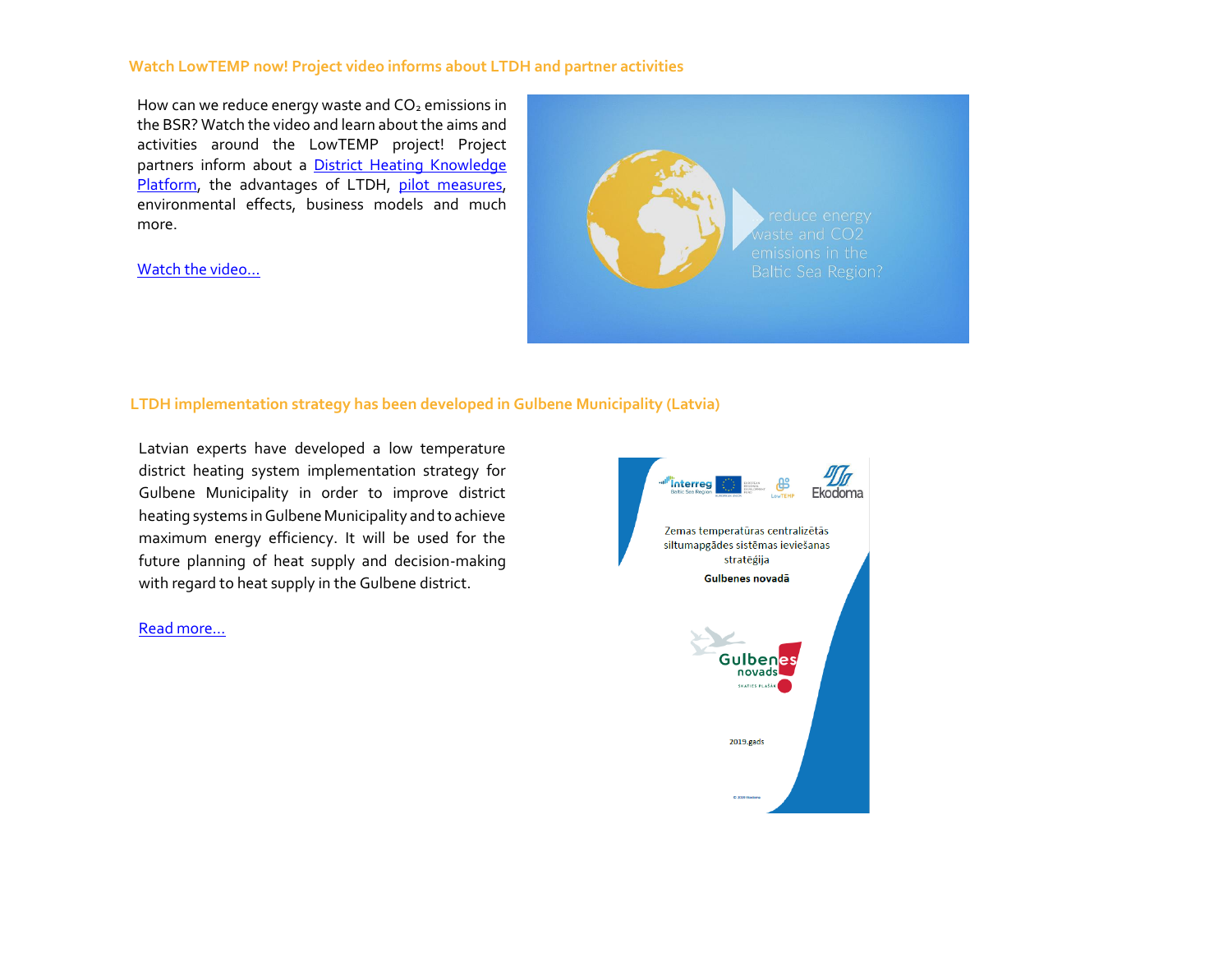## Watch LowTEMP now! Project video informs about LTDH and partner activities

How can we reduce energy waste and $CO_2$ emissions in the BSR? Watch the video and learn about the aims and activities around the LowTEMP project! Project partners inform about a District Heating Knowledge Platform, the advantages of LTDH, pilot measures, environmental effects, business models and much more.

Watch the video...

## LTDH implementation strategy has been developed in Gulbene Municipality (Latvia)

Latvian experts have developed a low temperature district heating system implementation strategy for Gulbene Municipality in order to improve district heating systems in Gulbene Municipality and to achieve maximum energy efficiency. It will be used for the future planning of heat supply and decision-making with regard to heat supply in the Gulbene district.

Read more...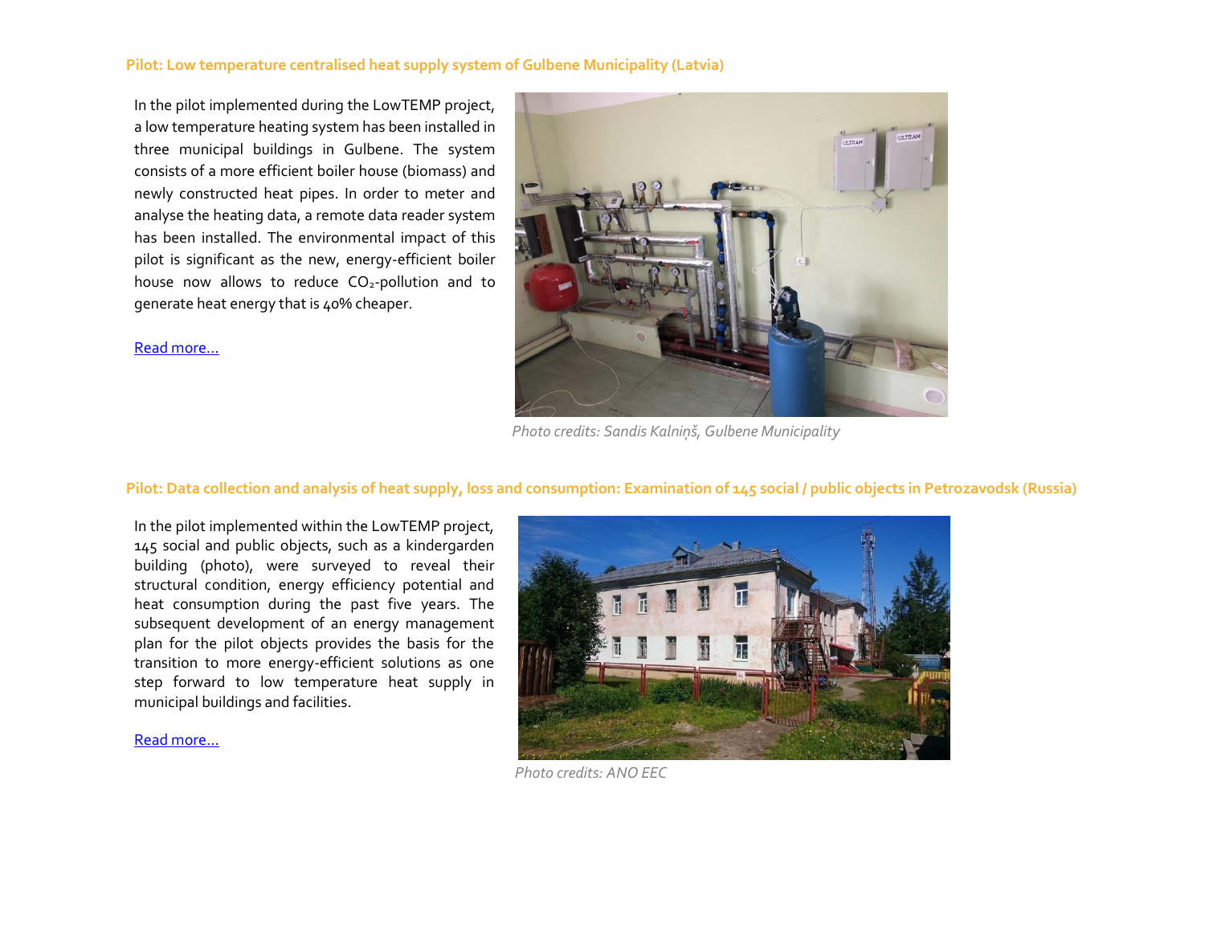### Pilot: Low temperature centralised heat supply system of Gulbene Municipality (Latvia)

In the pilot implemented during the LowTEMP project, a low temperature heating system has been installed in three municipal buildings in Gulbene. The system consists of a more efficient boiler house (biomass) and newly constructed heat pipes. In order to meter and analyse the heating data, a remote data reader system has been installed. The environmental impact of this pilot is significant as the new, energy-efficient boiler house now allows to reduce $CO_2$-pollution and to generate heat energy that is 40% cheaper.

Read more…

*Photo credits: Sandis Kalniņš, Gulbene Municipality*

### Pilot: Data collection and analysis of heat supply, loss and consumption: Examination of 145 social / public objects in Petrozavodsk (Russia)

In the pilot implemented within the LowTEMP project, 145 social and public objects, such as a kindergarden building (photo), were surveyed to reveal their structural condition, energy efficiency potential and heat consumption during the past five years. The subsequent development of an energy management plan for the pilot objects provides the basis for the transition to more energy-efficient solutions as one step forward to low temperature heat supply in municipal buildings and facilities.

Read more…

*Photo credits: ANO EEC*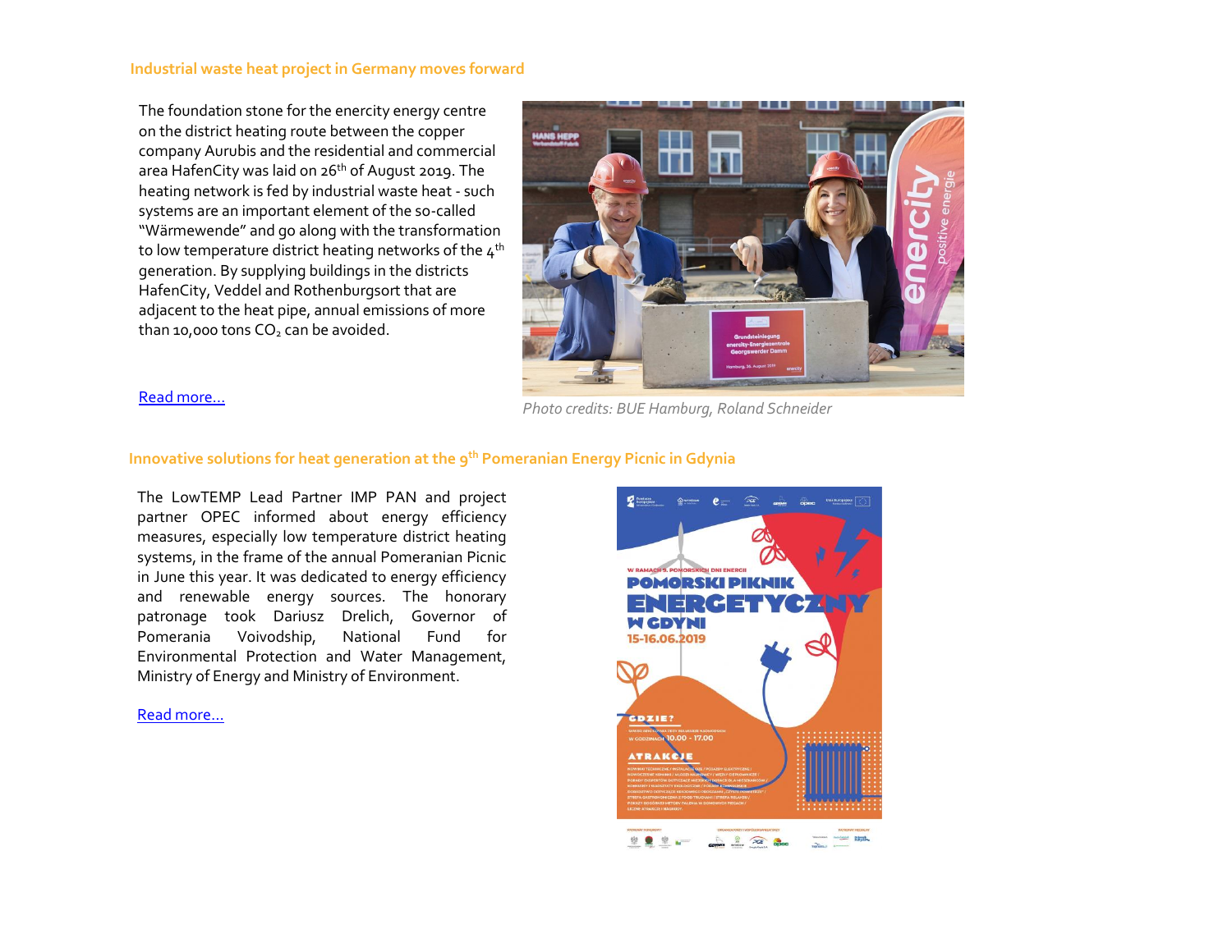## Industrial waste heat project in Germany moves forward

The foundation stone for the enercity energy centre on the district heating route between the copper company Aurubis and the residential and commercial area HafenCity was laid on 26th of August 2019. The heating network is fed by industrial waste heat - such systems are an important element of the so-called "Wärmewende" and go along with the transformation to low temperature district heating networks of the 4th generation. By supplying buildings in the districts HafenCity, Veddel and Rothenburgsort that are adjacent to the heat pipe, annual emissions of more than 10,000 tons $CO_2$ can be avoided.

Read more…

*Photo credits: BUE Hamburg, Roland Schneider*

## Innovative solutions for heat generation at the 9th Pomeranian Energy Picnic in Gdynia

The LowTEMP Lead Partner IMP PAN and project partner OPEC informed about energy efficiency measures, especially low temperature district heating systems, in the frame of the annual Pomeranian Picnic in June this year. It was dedicated to energy efficiency and renewable energy sources. The honorary patronage took Dariusz Drelich, Governor of Pomerania Voivodship, National Fund for Environmental Protection and Water Management, Ministry of Energy and Ministry of Environment.

Read more…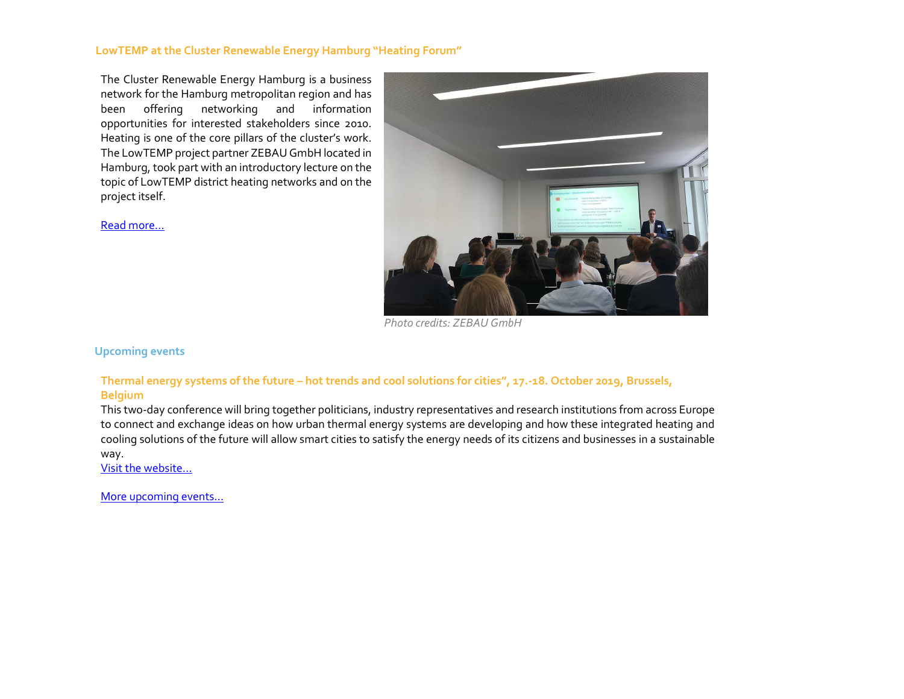### LowTEMP at the Cluster Renewable Energy Hamburg "Heating Forum"

The Cluster Renewable Energy Hamburg is a business network for the Hamburg metropolitan region and has been offering networking and information opportunities for interested stakeholders since 2010. Heating is one of the core pillars of the cluster's work. The LowTEMP project partner ZEBAU GmbH located in Hamburg, took part with an introductory lecture on the topic of LowTEMP district heating networks and on the project itself.

Read more…

*Photo credits: ZEBAU GmbH*

## Upcoming events

### Thermal energy systems of the future – hot trends and cool solutions for cities", 17.-18. October 2019, Brussels, Belgium

This two-day conference will bring together politicians, industry representatives and research institutions from across Europe to connect and exchange ideas on how urban thermal energy systems are developing and how these integrated heating and cooling solutions of the future will allow smart cities to satisfy the energy needs of its citizens and businesses in a sustainable way.

Visit the website…

More upcoming events…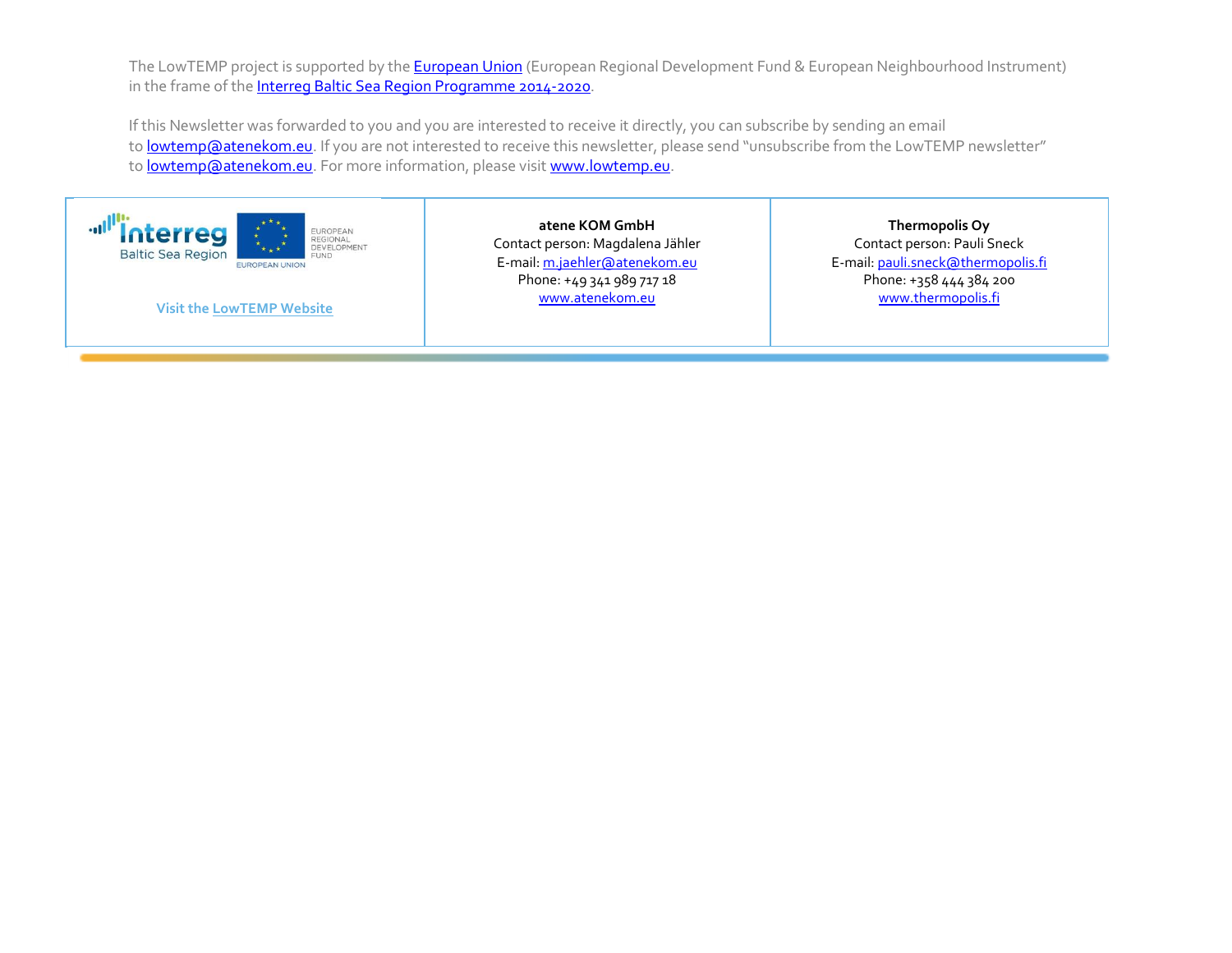The LowTEMP project is supported by the European Union (European Regional Development Fund & European Neighbourhood Instrument) in the frame of the Interreg Baltic Sea Region Programme 2014-2020.

If this Newsletter was forwarded to you and you are interested to receive it directly, you can subscribe by sending an email to lowtemp@atenekom.eu. If you are not interested to receive this newsletter, please send "unsubscribe from the LowTEMP newsletter" to lowtemp@atenekom.eu. For more information, please visit www.lowtemp.eu.

| | | |
|---|---|---|
| Interreg Baltic Sea Region; EUROPEAN UNION; EUROPEAN REGIONAL DEVELOPMENT FUND<br><br>Visit the LowTEMP Website | **atene KOM GmbH**<br>Contact person: Magdalena Jähler<br>E-mail: m.jaehler@atenekom.eu<br>Phone: +49 341 989 717 18<br>www.atenekom.eu | **Thermopolis Oy**<br>Contact person: Pauli Sneck<br>E-mail: pauli.sneck@thermopolis.fi<br>Phone: +358 444 384 200<br>www.thermopolis.fi |